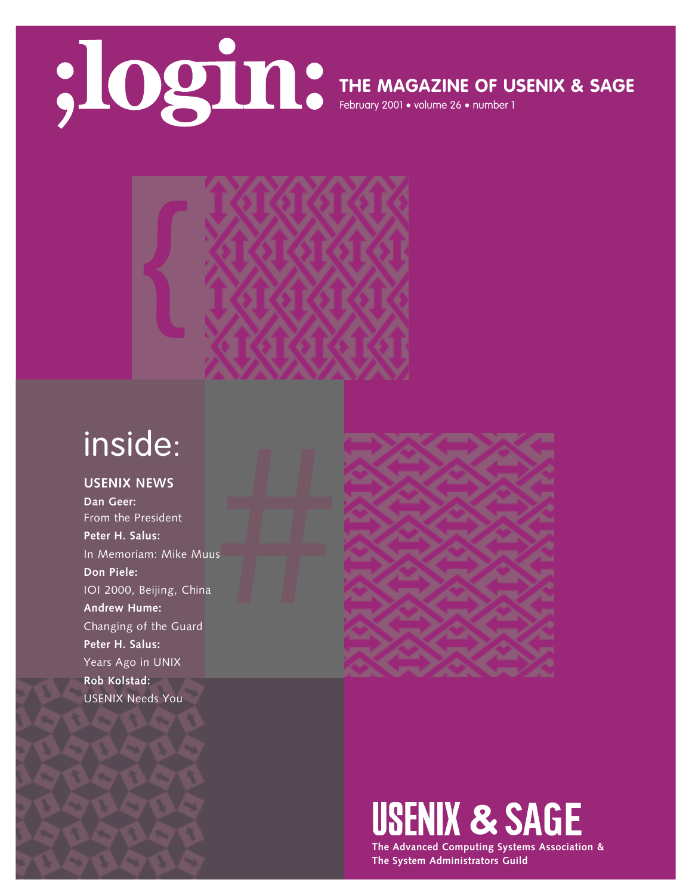# ;login:

## THE MAGAZINE OF USENIX & SAGE

February 2001 • volume 26 • number 1

## inside:

### USENIX NEWS

**Dan Geer:**
From the President

**Peter H. Salus:**
In Memoriam: Mike Muus

**Don Piele:**
IOI 2000, Beijing, China

**Andrew Hume:**
Changing of the Guard

**Peter H. Salus:**
Years Ago in UNIX

**Rob Kolstad:**
USENIX Needs You

## USENIX & SAGE

**The Advanced Computing Systems Association & The System Administrators Guild**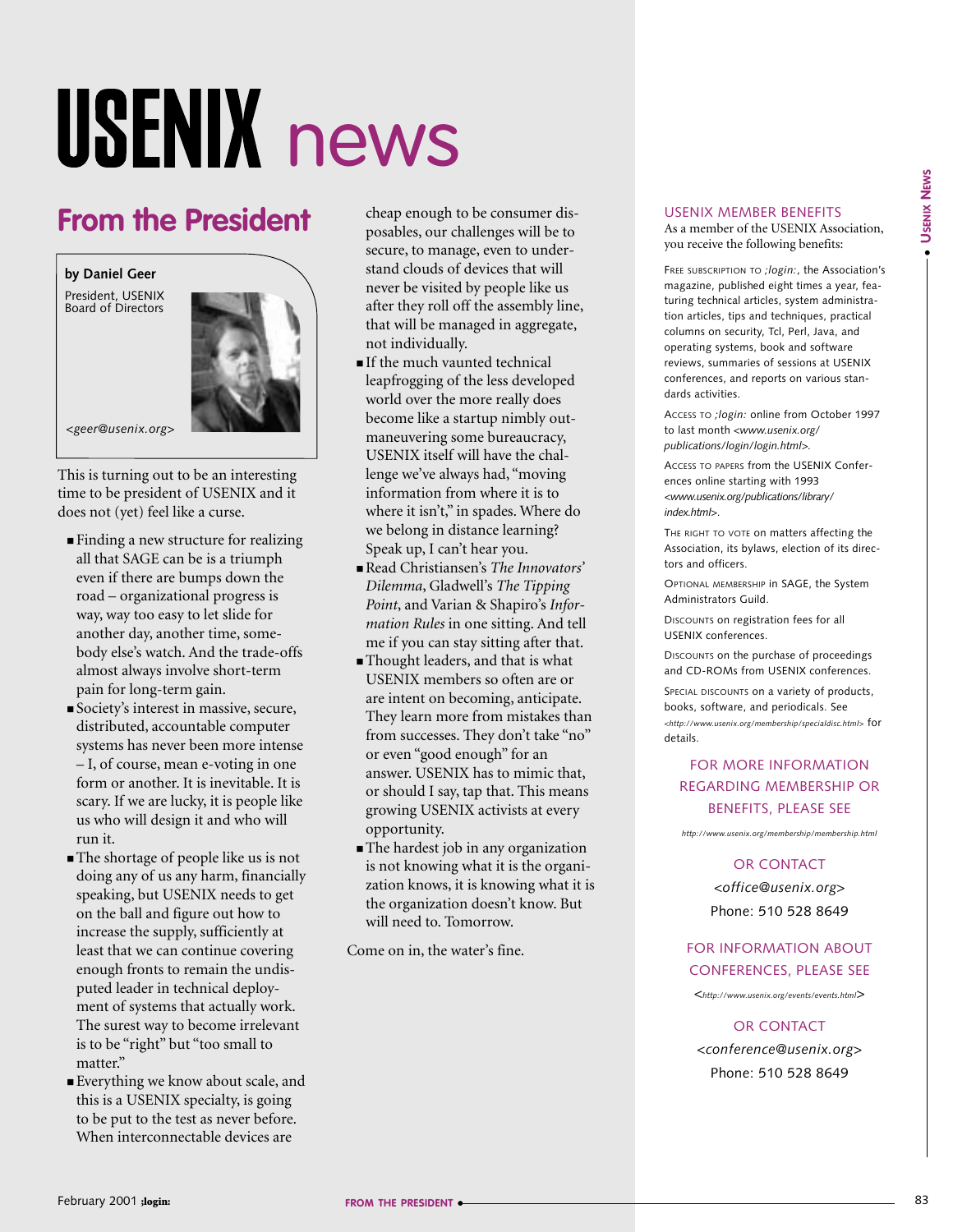# USENIX news

## From the President

**by Daniel Geer**

President, USENIX Board of Directors

*<geer@usenix.org>*

This is turning out to be an interesting time to be president of USENIX and it does not (yet) feel like a curse.

- Finding a new structure for realizing all that SAGE can be is a triumph even if there are bumps down the road – organizational progress is way, way too easy to let slide for another day, another time, somebody else's watch. And the trade-offs almost always involve short-term pain for long-term gain.
- Society's interest in massive, secure, distributed, accountable computer systems has never been more intense – I, of course, mean e-voting in one form or another. It is inevitable. It is scary. If we are lucky, it is people like us who will design it and who will run it.
- The shortage of people like us is not doing any of us any harm, financially speaking, but USENIX needs to get on the ball and figure out how to increase the supply, sufficiently at least that we can continue covering enough fronts to remain the undisputed leader in technical deployment of systems that actually work. The surest way to become irrelevant is to be "right" but "too small to matter."
- Everything we know about scale, and this is a USENIX specialty, is going to be put to the test as never before. When interconnectable devices are cheap enough to be consumer disposables, our challenges will be to secure, to manage, even to understand clouds of devices that will never be visited by people like us after they roll off the assembly line, that will be managed in aggregate, not individually.
- If the much vaunted technical leapfrogging of the less developed world over the more really does become like a startup nimbly outmaneuvering some bureaucracy, USENIX itself will have the challenge we've always had, "moving information from where it is to where it isn't," in spades. Where do we belong in distance learning? Speak up, I can't hear you.
- Read Christiansen's *The Innovators' Dilemma*, Gladwell's *The Tipping Point*, and Varian & Shapiro's *Information Rules* in one sitting. And tell me if you can stay sitting after that.
- Thought leaders, and that is what USENIX members so often are or are intent on becoming, anticipate. They learn more from mistakes than from successes. They don't take "no" or even "good enough" for an answer. USENIX has to mimic that, or should I say, tap that. This means growing USENIX activists at every opportunity.
- The hardest job in any organization is not knowing what it is the organization knows, it is knowing what it is the organization doesn't know. But will need to. Tomorrow.

Come on in, the water's fine.

---

### USENIX MEMBER BENEFITS

As a member of the USENIX Association, you receive the following benefits:

Free subscription to *;login:*, the Association's magazine, published eight times a year, featuring technical articles, system administration articles, tips and techniques, practical columns on security, Tcl, Perl, Java, and operating systems, book and software reviews, summaries of sessions at USENIX conferences, and reports on various standards activities.

Access to *;login:* online from October 1997 to last month *<www.usenix.org/publications/login/login.html>*.

Access to papers from the USENIX Conferences online starting with 1993 *<www.usenix.org/publications/library/index.html>*.

The right to vote on matters affecting the Association, its bylaws, election of its directors and officers.

Optional membership in SAGE, the System Administrators Guild.

Discounts on registration fees for all USENIX conferences.

Discounts on the purchase of proceedings and CD-ROMs from USENIX conferences.

Special discounts on a variety of products, books, software, and periodicals. See *<http://www.usenix.org/membership/specialdisc.html>* for details.

FOR MORE INFORMATION REGARDING MEMBERSHIP OR BENEFITS, PLEASE SEE

*http://www.usenix.org/membership/membership.html*

OR CONTACT

*<office@usenix.org>*

Phone: 510 528 8649

FOR INFORMATION ABOUT CONFERENCES, PLEASE SEE

*<http://www.usenix.org/events/events.html>*

OR CONTACT

*<conference@usenix.org>*

Phone: 510 528 8649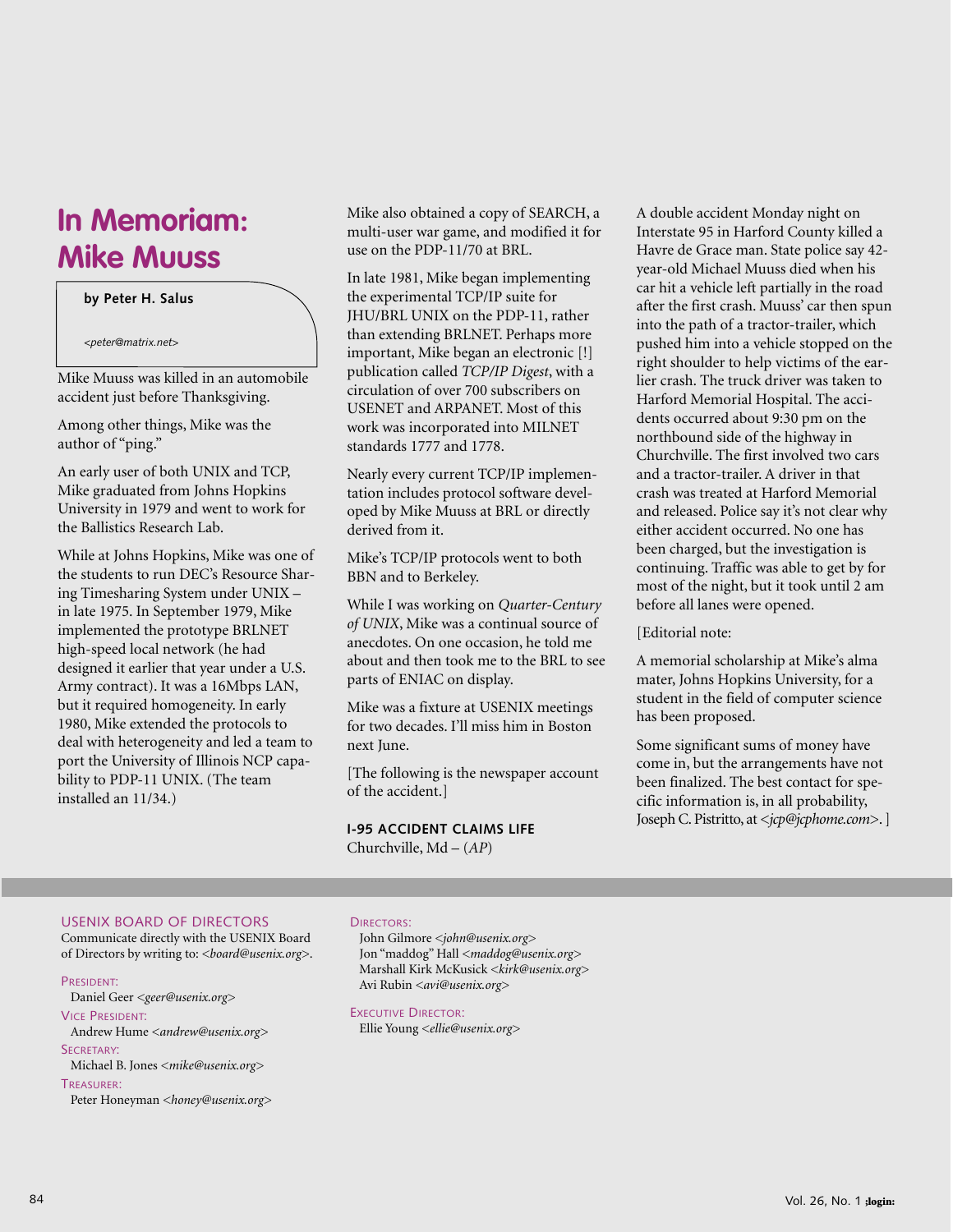# In Memoriam: Mike Muuss

**by Peter H. Salus**

*<peter@matrix.net>*

Mike Muuss was killed in an automobile accident just before Thanksgiving.

Among other things, Mike was the author of "ping."

An early user of both UNIX and TCP, Mike graduated from Johns Hopkins University in 1979 and went to work for the Ballistics Research Lab.

While at Johns Hopkins, Mike was one of the students to run DEC's Resource Sharing Timesharing System under UNIX – in late 1975. In September 1979, Mike implemented the prototype BRLNET high-speed local network (he had designed it earlier that year under a U.S. Army contract). It was a 16Mbps LAN, but it required homogeneity. In early 1980, Mike extended the protocols to deal with heterogeneity and led a team to port the University of Illinois NCP capability to PDP-11 UNIX. (The team installed an 11/34.)

Mike also obtained a copy of SEARCH, a multi-user war game, and modified it for use on the PDP-11/70 at BRL.

In late 1981, Mike began implementing the experimental TCP/IP suite for JHU/BRL UNIX on the PDP-11, rather than extending BRLNET. Perhaps more important, Mike began an electronic [!] publication called *TCP/IP Digest*, with a circulation of over 700 subscribers on USENET and ARPANET. Most of this work was incorporated into MILNET standards 1777 and 1778.

Nearly every current TCP/IP implementation includes protocol software developed by Mike Muuss at BRL or directly derived from it.

Mike's TCP/IP protocols went to both BBN and to Berkeley.

While I was working on *Quarter-Century of UNIX*, Mike was a continual source of anecdotes. On one occasion, he told me about and then took me to the BRL to see parts of ENIAC on display.

Mike was a fixture at USENIX meetings for two decades. I'll miss him in Boston next June.

[The following is the newspaper account of the accident.]

**I-95 ACCIDENT CLAIMS LIFE**

Churchville, Md – (*AP*)

A double accident Monday night on Interstate 95 in Harford County killed a Havre de Grace man. State police say 42-year-old Michael Muuss died when his car hit a vehicle left partially in the road after the first crash. Muuss' car then spun into the path of a tractor-trailer, which pushed him into a vehicle stopped on the right shoulder to help victims of the earlier crash. The truck driver was taken to Harford Memorial Hospital. The accidents occurred about 9:30 pm on the northbound side of the highway in Churchville. The first involved two cars and a tractor-trailer. A driver in that crash was treated at Harford Memorial and released. Police say it's not clear why either accident occurred. No one has been charged, but the investigation is continuing. Traffic was able to get by for most of the night, but it took until 2 am before all lanes were opened.

[Editorial note:

A memorial scholarship at Mike's alma mater, Johns Hopkins University, for a student in the field of computer science has been proposed.

Some significant sums of money have come in, but the arrangements have not been finalized. The best contact for specific information is, in all probability, Joseph C. Pistritto, at <*jcp@jcphome.com*>. ]

## USENIX BOARD OF DIRECTORS

Communicate directly with the USENIX Board of Directors by writing to: <*board@usenix.org*>.

PRESIDENT:
Daniel Geer <*geer@usenix.org*>

VICE PRESIDENT:
Andrew Hume <*andrew@usenix.org*>

SECRETARY:
Michael B. Jones <*mike@usenix.org*>

TREASURER:
Peter Honeyman <*honey@usenix.org*>

DIRECTORS:
John Gilmore <*john@usenix.org*>
Jon "maddog" Hall <*maddog@usenix.org*>
Marshall Kirk McKusick <*kirk@usenix.org*>
Avi Rubin <*avi@usenix.org*>

EXECUTIVE DIRECTOR:
Ellie Young <*ellie@usenix.org*>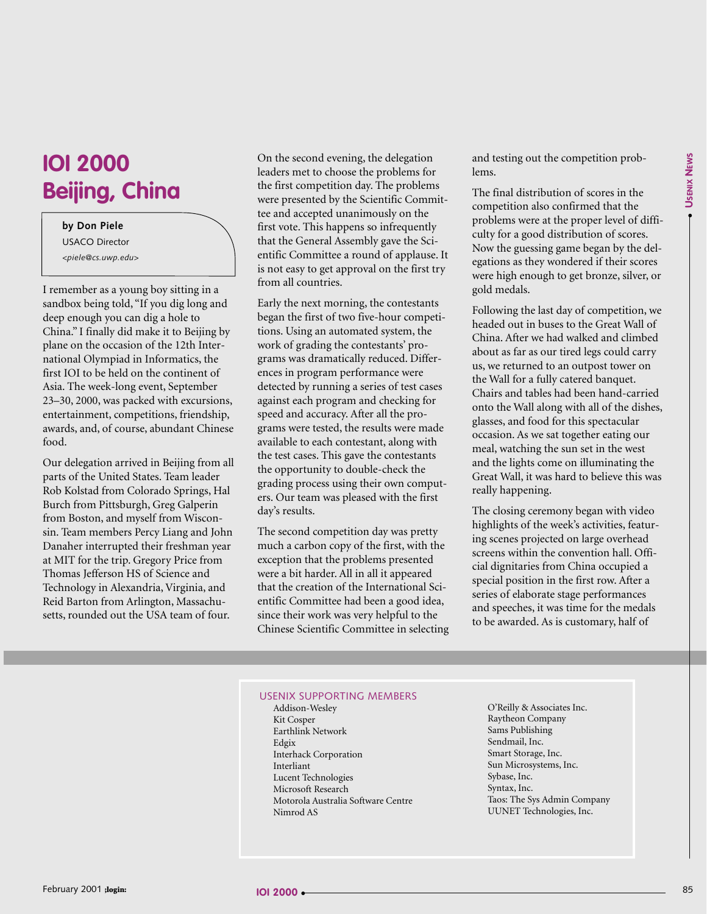# IOI 2000 Beijing, China

**by Don Piele**

USACO Director

*<piele@cs.uwp.edu>*

I remember as a young boy sitting in a sandbox being told, "If you dig long and deep enough you can dig a hole to China." I finally did make it to Beijing by plane on the occasion of the 12th International Olympiad in Informatics, the first IOI to be held on the continent of Asia. The week-long event, September 23–30, 2000, was packed with excursions, entertainment, competitions, friendship, awards, and, of course, abundant Chinese food.

Our delegation arrived in Beijing from all parts of the United States. Team leader Rob Kolstad from Colorado Springs, Hal Burch from Pittsburgh, Greg Galperin from Boston, and myself from Wisconsin. Team members Percy Liang and John Danaher interrupted their freshman year at MIT for the trip. Gregory Price from Thomas Jefferson HS of Science and Technology in Alexandria, Virginia, and Reid Barton from Arlington, Massachusetts, rounded out the USA team of four.

On the second evening, the delegation leaders met to choose the problems for the first competition day. The problems were presented by the Scientific Committee and accepted unanimously on the first vote. This happens so infrequently that the General Assembly gave the Scientific Committee a round of applause. It is not easy to get approval on the first try from all countries.

Early the next morning, the contestants began the first of two five-hour competitions. Using an automated system, the work of grading the contestants' programs was dramatically reduced. Differences in program performance were detected by running a series of test cases against each program and checking for speed and accuracy. After all the programs were tested, the results were made available to each contestant, along with the test cases. This gave the contestants the opportunity to double-check the grading process using their own computers. Our team was pleased with the first day's results.

The second competition day was pretty much a carbon copy of the first, with the exception that the problems presented were a bit harder. All in all it appeared that the creation of the International Scientific Committee had been a good idea, since their work was very helpful to the Chinese Scientific Committee in selecting and testing out the competition problems.

The final distribution of scores in the competition also confirmed that the problems were at the proper level of difficulty for a good distribution of scores. Now the guessing game began by the delegations as they wondered if their scores were high enough to get bronze, silver, or gold medals.

Following the last day of competition, we headed out in buses to the Great Wall of China. After we had walked and climbed about as far as our tired legs could carry us, we returned to an outpost tower on the Wall for a fully catered banquet. Chairs and tables had been hand-carried onto the Wall along with all of the dishes, glasses, and food for this spectacular occasion. As we sat together eating our meal, watching the sun set in the west and the lights come on illuminating the Great Wall, it was hard to believe this was really happening.

The closing ceremony began with video highlights of the week's activities, featuring scenes projected on large overhead screens within the convention hall. Official dignitaries from China occupied a special position in the first row. After a series of elaborate stage performances and speeches, it was time for the medals to be awarded. As is customary, half of

---

**USENIX SUPPORTING MEMBERS**

- Addison-Wesley
- Kit Cosper
- Earthlink Network
- Edgix
- Interhack Corporation
- Interliant
- Lucent Technologies
- Microsoft Research
- Motorola Australia Software Centre
- Nimrod AS
- O'Reilly & Associates Inc.
- Raytheon Company
- Sams Publishing
- Sendmail, Inc.
- Smart Storage, Inc.
- Sun Microsystems, Inc.
- Sybase, Inc.
- Syntax, Inc.
- Taos: The Sys Admin Company
- UUNET Technologies, Inc.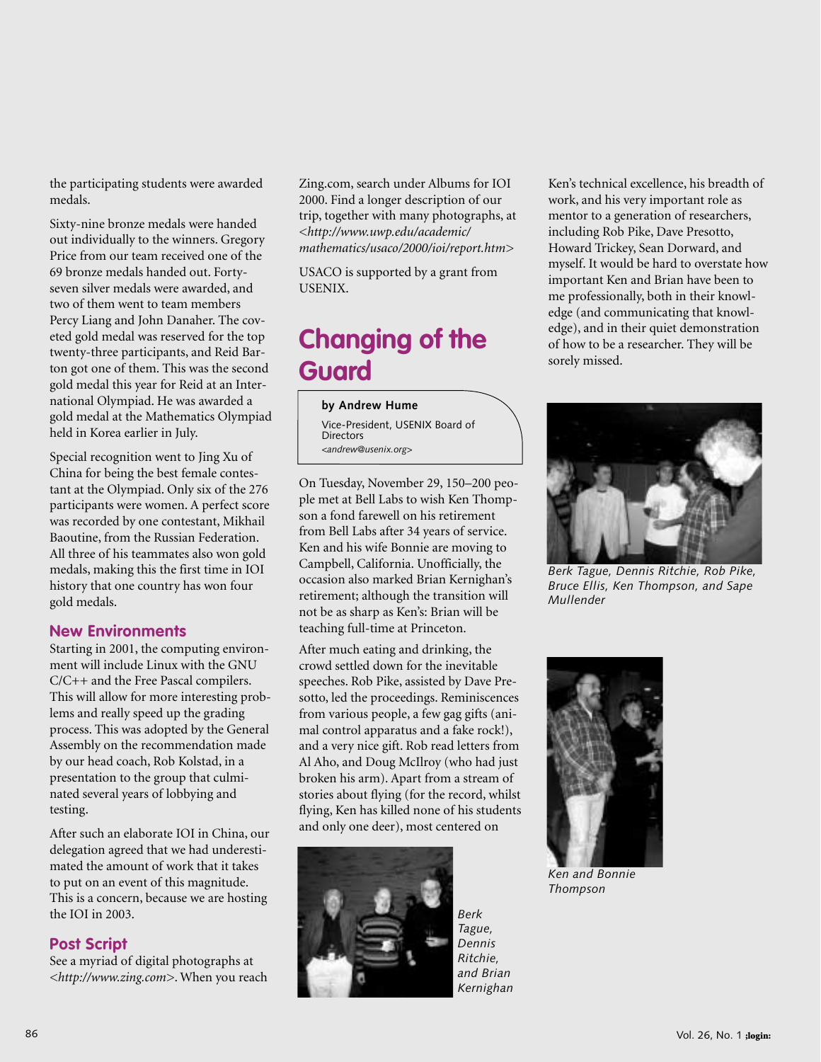the participating students were awarded medals.

Sixty-nine bronze medals were handed out individually to the winners. Gregory Price from our team received one of the 69 bronze medals handed out. Forty-seven silver medals were awarded, and two of them went to team members Percy Liang and John Danaher. The coveted gold medal was reserved for the top twenty-three participants, and Reid Barton got one of them. This was the second gold medal this year for Reid at an International Olympiad. He was awarded a gold medal at the Mathematics Olympiad held in Korea earlier in July.

Special recognition went to Jing Xu of China for being the best female contestant at the Olympiad. Only six of the 276 participants were women. A perfect score was recorded by one contestant, Mikhail Baoutine, from the Russian Federation. All three of his teammates also won gold medals, making this the first time in IOI history that one country has won four gold medals.

### New Environments

Starting in 2001, the computing environment will include Linux with the GNU C/C++ and the Free Pascal compilers. This will allow for more interesting problems and really speed up the grading process. This was adopted by the General Assembly on the recommendation made by our head coach, Rob Kolstad, in a presentation to the group that culminated several years of lobbying and testing.

After such an elaborate IOI in China, our delegation agreed that we had underestimated the amount of work that it takes to put on an event of this magnitude. This is a concern, because we are hosting the IOI in 2003.

### Post Script

See a myriad of digital photographs at *<http://www.zing.com>*. When you reach Zing.com, search under Albums for IOI 2000. Find a longer description of our trip, together with many photographs, at *<http://www.uwp.edu/academic/mathematics/usaco/2000/ioi/report.htm>*

USACO is supported by a grant from USENIX.

## Changing of the Guard

**by Andrew Hume**

Vice-President, USENIX Board of Directors

*<andrew@usenix.org>*

On Tuesday, November 29, 150–200 people met at Bell Labs to wish Ken Thompson a fond farewell on his retirement from Bell Labs after 34 years of service. Ken and his wife Bonnie are moving to Campbell, California. Unofficially, the occasion also marked Brian Kernighan's retirement; although the transition will not be as sharp as Ken's: Brian will be teaching full-time at Princeton.

After much eating and drinking, the crowd settled down for the inevitable speeches. Rob Pike, assisted by Dave Presotto, led the proceedings. Reminiscences from various people, a few gag gifts (animal control apparatus and a fake rock!), and a very nice gift. Rob read letters from Al Aho, and Doug McIlroy (who had just broken his arm). Apart from a stream of stories about flying (for the record, whilst flying, Ken has killed none of his students and only one deer), most centered on Ken's technical excellence, his breadth of work, and his very important role as mentor to a generation of researchers, including Rob Pike, Dave Presotto, Howard Trickey, Sean Dorward, and myself. It would be hard to overstate how important Ken and Brian have been to me professionally, both in their knowledge (and communicating that knowledge), and in their quiet demonstration of how to be a researcher. They will be sorely missed.

*Berk Tague, Dennis Ritchie, and Brian Kernighan*

*Berk Tague, Dennis Ritchie, Rob Pike, Bruce Ellis, Ken Thompson, and Sape Mullender*

*Ken and Bonnie Thompson*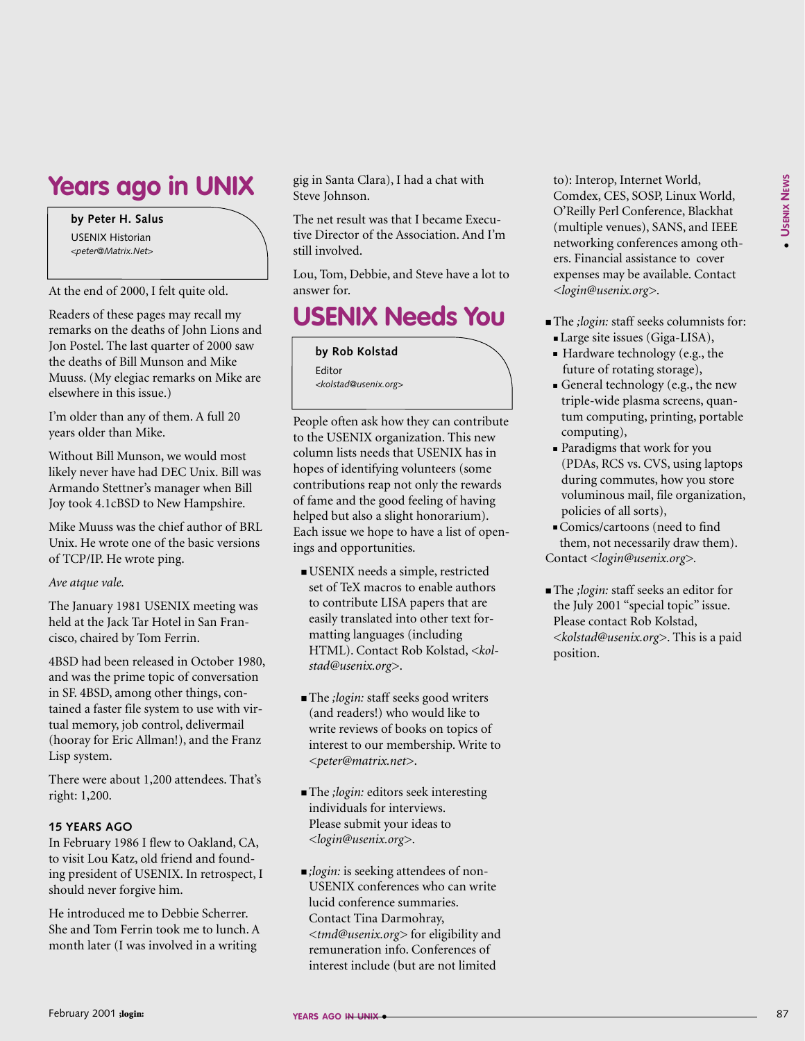# Years ago in UNIX

**by Peter H. Salus**

USENIX Historian

*<peter@Matrix.Net>*

At the end of 2000, I felt quite old.

Readers of these pages may recall my remarks on the deaths of John Lions and Jon Postel. The last quarter of 2000 saw the deaths of Bill Munson and Mike Muuss. (My elegiac remarks on Mike are elsewhere in this issue.)

I'm older than any of them. A full 20 years older than Mike.

Without Bill Munson, we would most likely never have had DEC Unix. Bill was Armando Stettner's manager when Bill Joy took 4.1cBSD to New Hampshire.

Mike Muuss was the chief author of BRL Unix. He wrote one of the basic versions of TCP/IP. He wrote ping.

*Ave atque vale.*

The January 1981 USENIX meeting was held at the Jack Tar Hotel in San Francisco, chaired by Tom Ferrin.

4BSD had been released in October 1980, and was the prime topic of conversation in SF. 4BSD, among other things, contained a faster file system to use with virtual memory, job control, delivermail (hooray for Eric Allman!), and the Franz Lisp system.

There were about 1,200 attendees. That's right: 1,200.

### 15 YEARS AGO

In February 1986 I flew to Oakland, CA, to visit Lou Katz, old friend and founding president of USENIX. In retrospect, I should never forgive him.

He introduced me to Debbie Scherrer. She and Tom Ferrin took me to lunch. A month later (I was involved in a writing gig in Santa Clara), I had a chat with Steve Johnson.

The net result was that I became Executive Director of the Association. And I'm still involved.

Lou, Tom, Debbie, and Steve have a lot to answer for.

# USENIX Needs You

**by Rob Kolstad**

Editor

*<kolstad@usenix.org>*

People often ask how they can contribute to the USENIX organization. This new column lists needs that USENIX has in hopes of identifying volunteers (some contributions reap not only the rewards of fame and the good feeling of having helped but also a slight honorarium). Each issue we hope to have a list of openings and opportunities.

- USENIX needs a simple, restricted set of TeX macros to enable authors to contribute LISA papers that are easily translated into other text formatting languages (including HTML). Contact Rob Kolstad, *<kolstad@usenix.org>*.

- The *;login:* staff seeks good writers (and readers!) who would like to write reviews of books on topics of interest to our membership. Write to *<peter@matrix.net>*.

- The *;login:* editors seek interesting individuals for interviews. Please submit your ideas to *<login@usenix.org>*.

- *;login:* is seeking attendees of non-USENIX conferences who can write lucid conference summaries. Contact Tina Darmohray, *<tmd@usenix.org>* for eligibility and remuneration info. Conferences of interest include (but are not limited to): Interop, Internet World, Comdex, CES, SOSP, Linux World, O'Reilly Perl Conference, Blackhat (multiple venues), SANS, and IEEE networking conferences among others. Financial assistance to cover expenses may be available. Contact *<login@usenix.org>*.

- The *;login:* staff seeks columnists for:
  - Large site issues (Giga-LISA),
  - Hardware technology (e.g., the future of rotating storage),
  - General technology (e.g., the new triple-wide plasma screens, quantum computing, printing, portable computing),
  - Paradigms that work for you (PDAs, RCS vs. CVS, using laptops during commutes, how you store voluminous mail, file organization, policies of all sorts),
  - Comics/cartoons (need to find them, not necessarily draw them).

  Contact *<login@usenix.org>*.

- The *;login:* staff seeks an editor for the July 2001 "special topic" issue. Please contact Rob Kolstad, *<kolstad@usenix.org>*. This is a paid position.